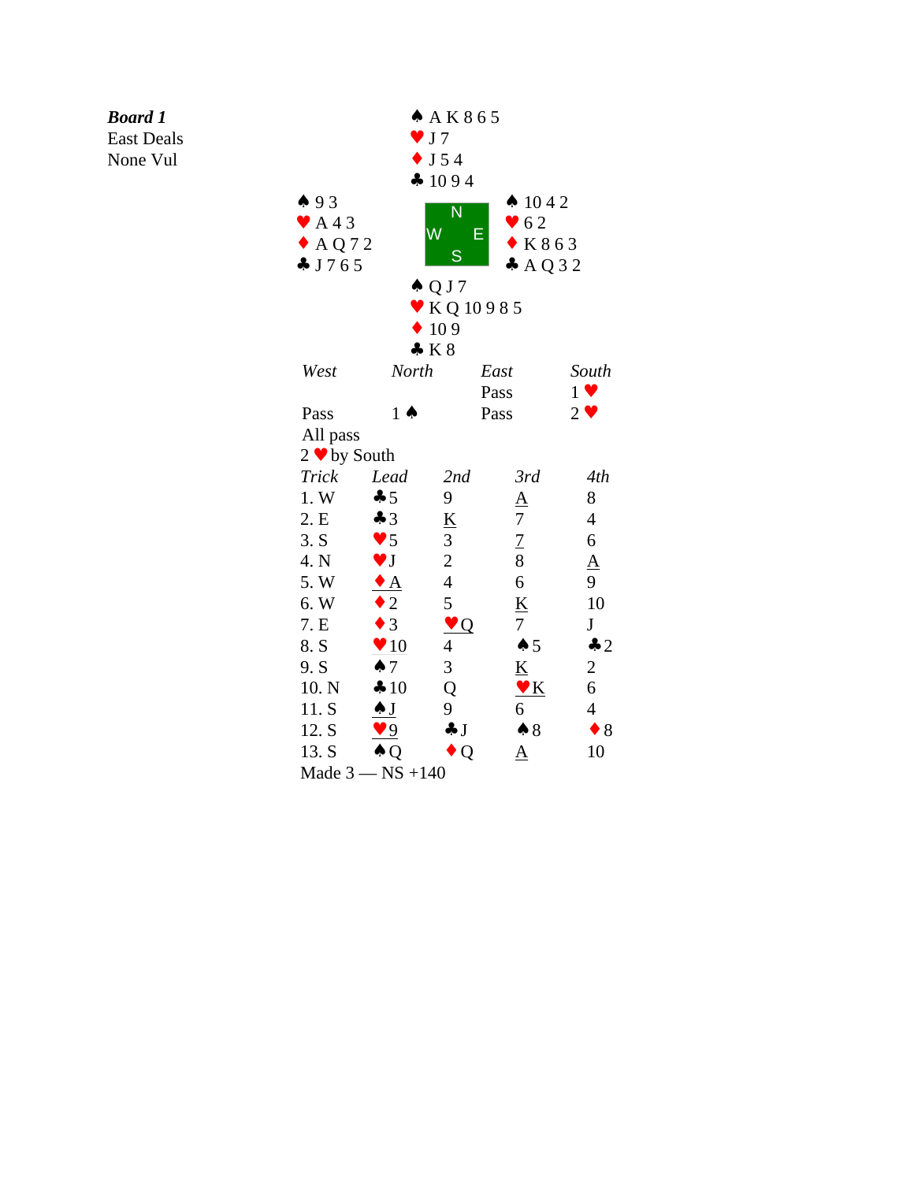***Board 1***
East Deals
None Vul

**North**
♠ A K 8 6 5
♥ J 7
♦ J 5 4
♣ 10 9 4

**West**
♠ 9 3
♥ A 4 3
♦ A Q 7 2
♣ J 7 6 5

**East**
♠ 10 4 2
♥ 6 2
♦ K 8 6 3
♣ A Q 3 2

**South**
♠ Q J 7
♥ K Q 10 9 8 5
♦ 10 9
♣ K 8

| *West* | *North* | *East* | *South* |
| --- | --- | --- | --- |
| | | Pass | 1 ♥ |
| Pass | 1 ♠ | Pass | 2 ♥ |
| All pass | | | |

2 ♥ by South

| *Trick* | *Lead* | *2nd* | *3rd* | *4th* |
| --- | --- | --- | --- | --- |
| 1. W | ♣5 | 9 | A | 8 |
| 2. E | ♣3 | K | 7 | 4 |
| 3. S | ♥5 | 3 | 7 | 6 |
| 4. N | ♥J | 2 | 8 | A |
| 5. W | ♦A | 4 | 6 | 9 |
| 6. W | ♦2 | 5 | K | 10 |
| 7. E | ♦3 | ♥Q | 7 | J |
| 8. S | ♥10 | 4 | ♠5 | ♣2 |
| 9. S | ♠7 | 3 | K | 2 |
| 10. N | ♣10 | Q | ♥K | 6 |
| 11. S | ♠J | 9 | 6 | 4 |
| 12. S | ♥9 | ♣J | ♠8 | ♦8 |
| 13. S | ♠Q | ♦Q | A | 10 |

Made 3 — NS +140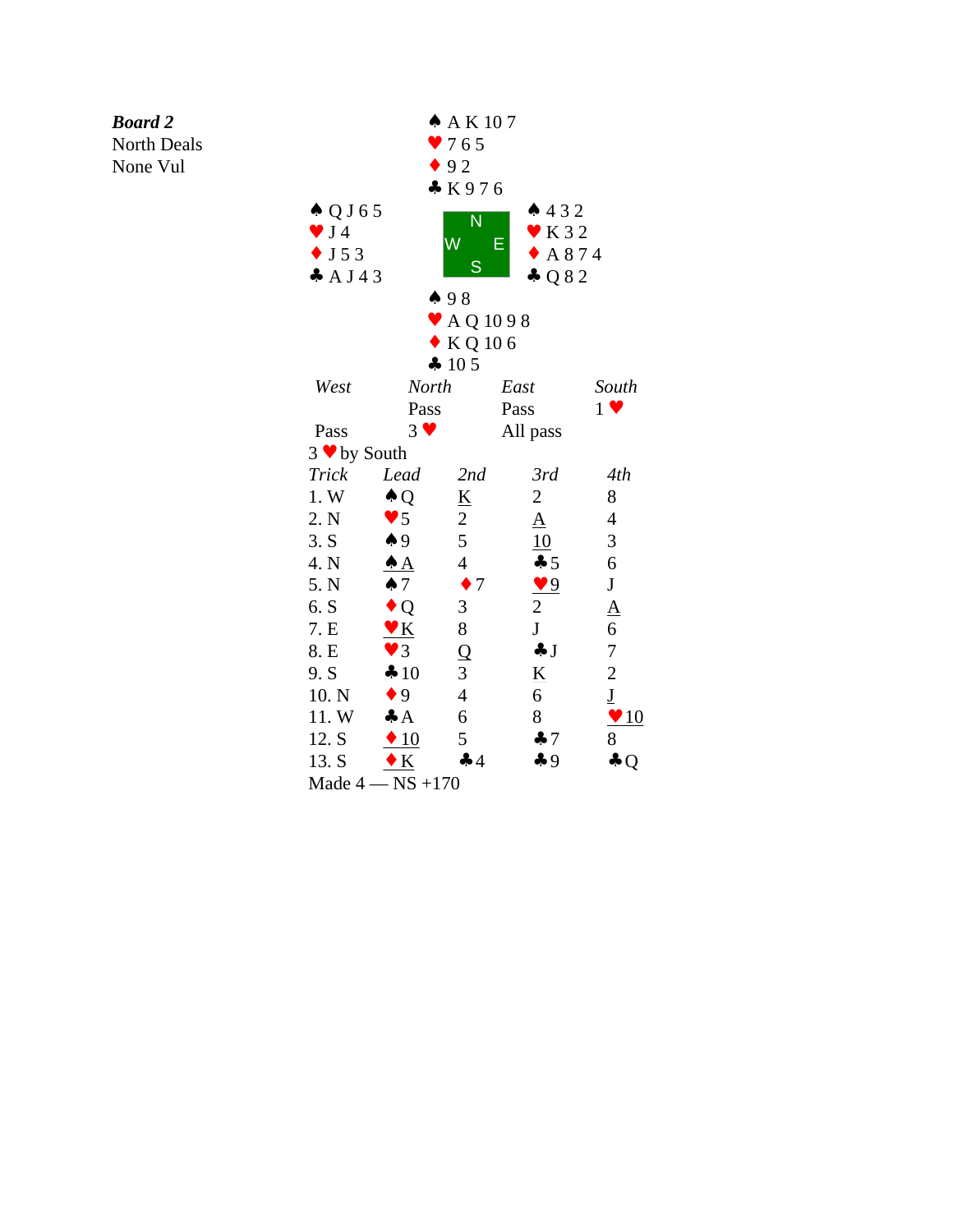***Board 2***
North Deals
None Vul

**North**
♠ A K 10 7
♥ 7 6 5
♦ 9 2
♣ K 9 7 6

**West**
♠ Q J 6 5
♥ J 4
♦ J 5 3
♣ A J 4 3

**East**
♠ 4 3 2
♥ K 3 2
♦ A 8 7 4
♣ Q 8 2

**South**
♠ 9 8
♥ A Q 10 9 8
♦ K Q 10 6
♣ 10 5

| *West* | *North* | *East* | *South* |
|---|---|---|---|
| | Pass | Pass | 1 ♥ |
| Pass | 3 ♥ | All pass | |

3 ♥ by South

| *Trick* | *Lead* | *2nd* | *3rd* | *4th* |
|---|---|---|---|---|
| 1. W | ♠Q | K | 2 | 8 |
| 2. N | ♥5 | 2 | A | 4 |
| 3. S | ♠9 | 5 | 10 | 3 |
| 4. N | ♠A | 4 | ♣5 | 6 |
| 5. N | ♠7 | ♦7 | ♥9 | J |
| 6. S | ♦Q | 3 | 2 | A |
| 7. E | ♥K | 8 | J | 6 |
| 8. E | ♥3 | Q | ♣J | 7 |
| 9. S | ♣10 | 3 | K | 2 |
| 10. N | ♦9 | 4 | 6 | J |
| 11. W | ♣A | 6 | 8 | ♥10 |
| 12. S | ♦10 | 5 | ♣7 | 8 |
| 13. S | ♦K | ♣4 | ♣9 | ♣Q |

Made 4 — NS +170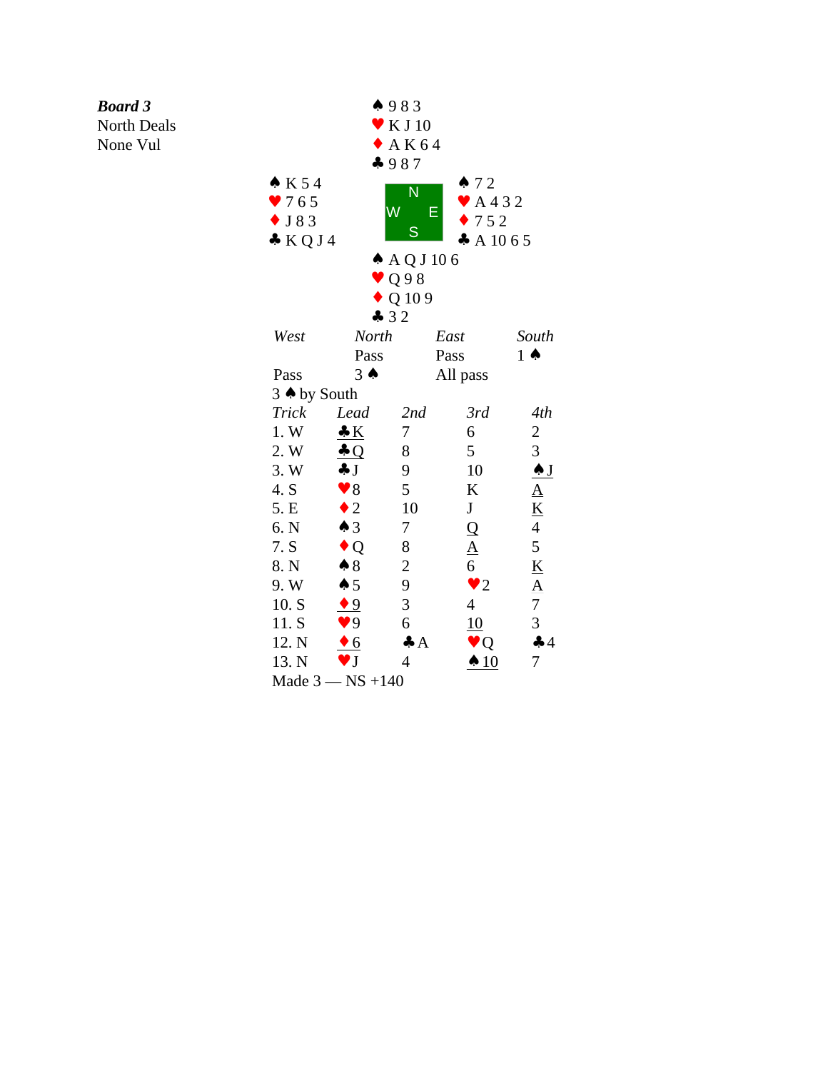***Board 3***
North Deals
None Vul

**North**
♠ 9 8 3
♥ K J 10
♦ A K 6 4
♣ 9 8 7

**West**
♠ K 5 4
♥ 7 6 5
♦ J 8 3
♣ K Q J 4

**East**
♠ 7 2
♥ A 4 3 2
♦ 7 5 2
♣ A 10 6 5

**South**
♠ A Q J 10 6
♥ Q 9 8
♦ Q 10 9
♣ 3 2

| *West* | *North* | *East* | *South* |
|---|---|---|---|
| | Pass | Pass | 1 ♠ |
| Pass | 3 ♠ | All pass | |

3 ♠ by South

| *Trick* | *Lead* | *2nd* | *3rd* | *4th* |
|---|---|---|---|---|
| 1. W | ♣K | 7 | 6 | 2 |
| 2. W | ♣Q | 8 | 5 | 3 |
| 3. W | ♣J | 9 | 10 | ♠J |
| 4. S | ♥8 | 5 | K | A |
| 5. E | ♦2 | 10 | J | K |
| 6. N | ♠3 | 7 | Q | 4 |
| 7. S | ♦Q | 8 | A | 5 |
| 8. N | ♠8 | 2 | 6 | K |
| 9. W | ♠5 | 9 | ♥2 | A |
| 10. S | ♦9 | 3 | 4 | 7 |
| 11. S | ♥9 | 6 | 10 | 3 |
| 12. N | ♦6 | ♣A | ♥Q | ♣4 |
| 13. N | ♥J | 4 | ♠10 | 7 |

Made 3 — NS +140